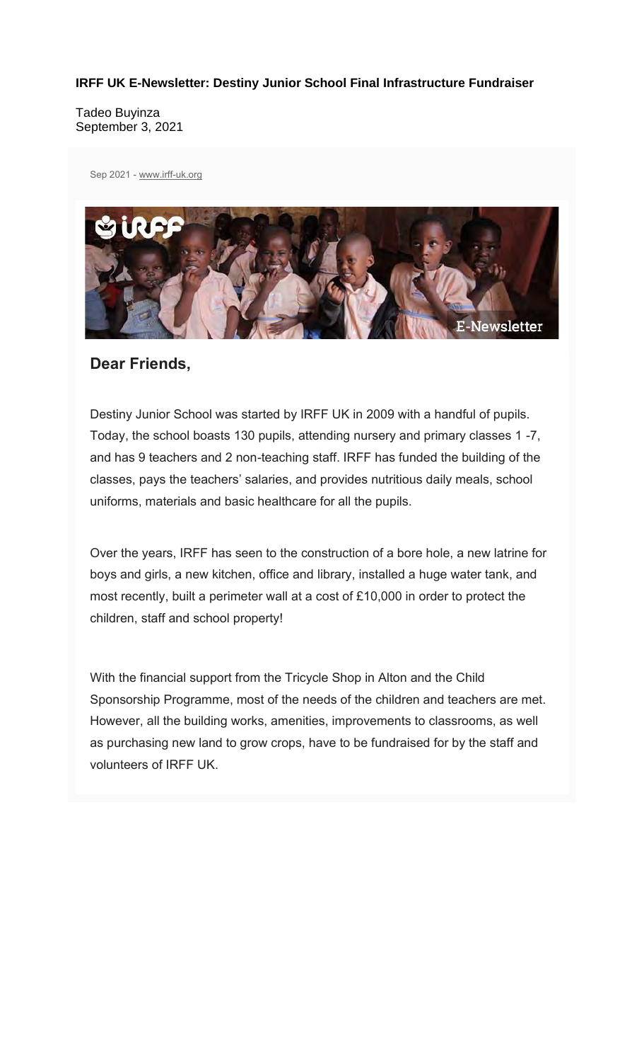**IRFF UK E-Newsletter: Destiny Junior School Final Infrastructure Fundraiser**

Tadeo Buyinza
September 3, 2021

Sep 2021 - www.irff-uk.org

## Dear Friends,

Destiny Junior School was started by IRFF UK in 2009 with a handful of pupils. Today, the school boasts 130 pupils, attending nursery and primary classes 1 -7, and has 9 teachers and 2 non-teaching staff. IRFF has funded the building of the classes, pays the teachers' salaries, and provides nutritious daily meals, school uniforms, materials and basic healthcare for all the pupils.

Over the years, IRFF has seen to the construction of a bore hole, a new latrine for boys and girls, a new kitchen, office and library, installed a huge water tank, and most recently, built a perimeter wall at a cost of £10,000 in order to protect the children, staff and school property!

With the financial support from the Tricycle Shop in Alton and the Child Sponsorship Programme, most of the needs of the children and teachers are met. However, all the building works, amenities, improvements to classrooms, as well as purchasing new land to grow crops, have to be fundraised for by the staff and volunteers of IRFF UK.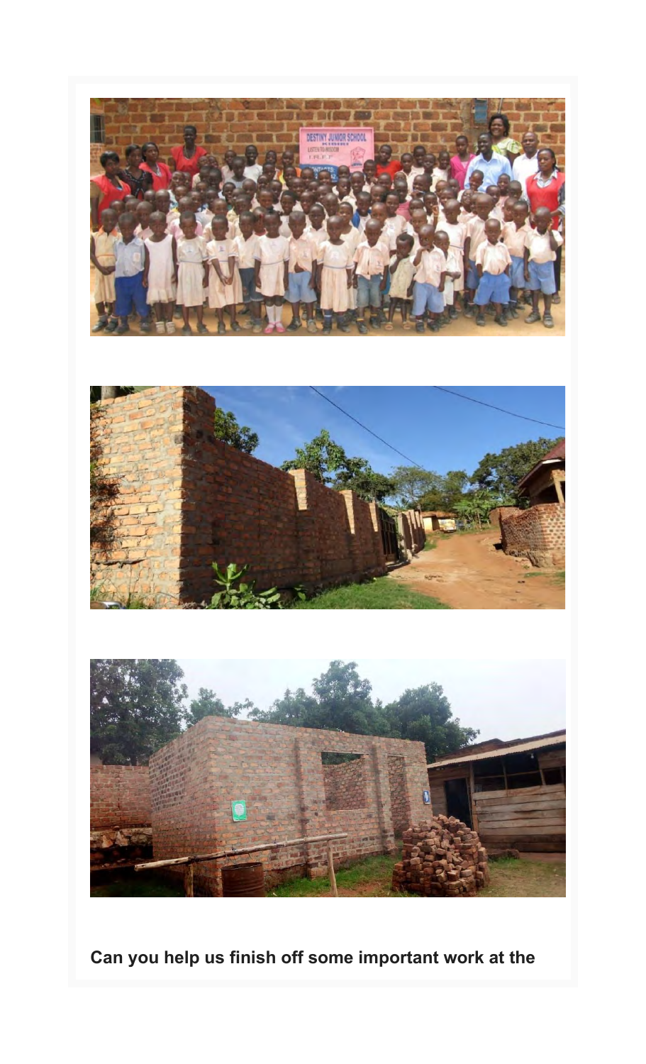**Can you help us finish off some important work at the**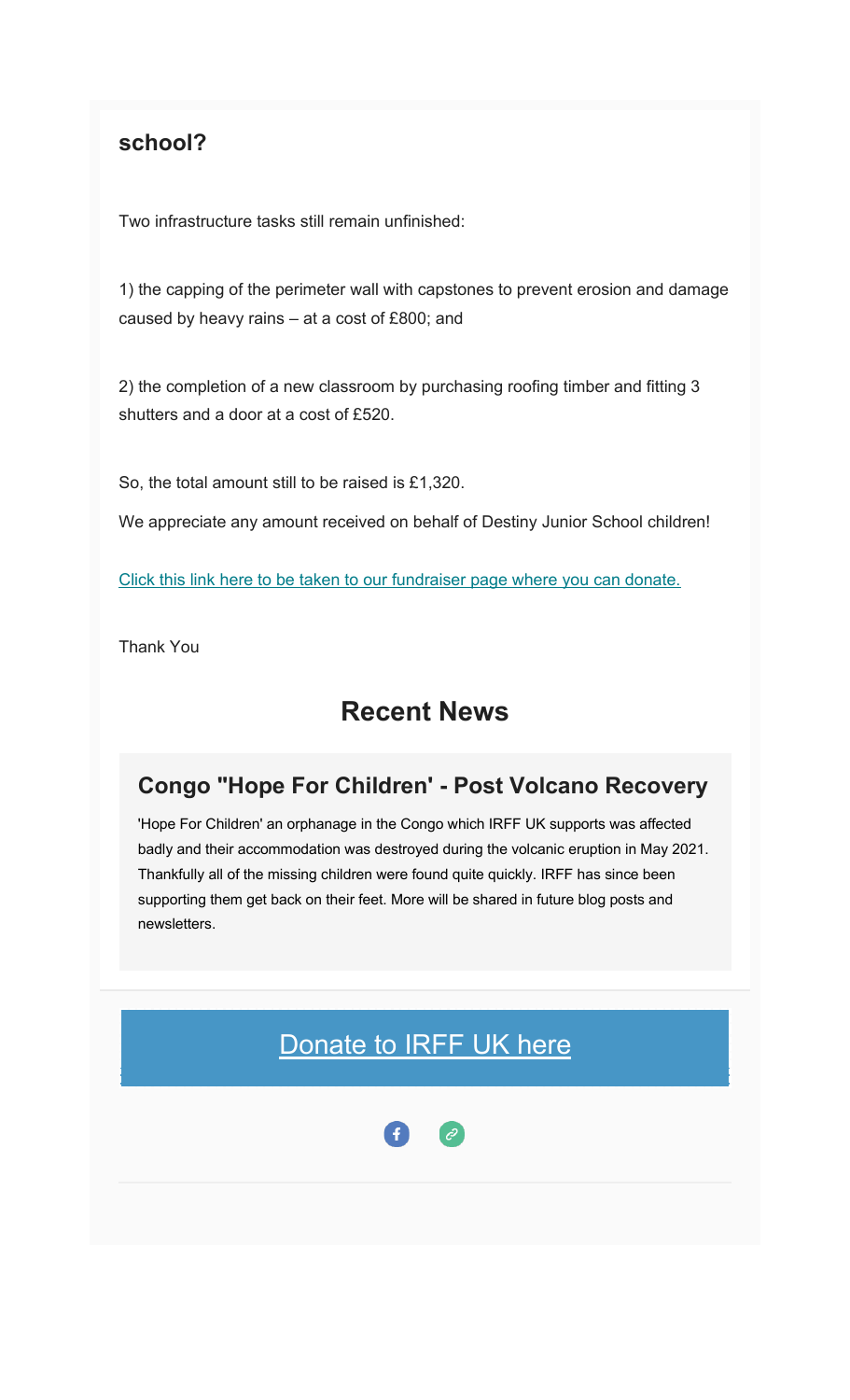## school?

Two infrastructure tasks still remain unfinished:

1) the capping of the perimeter wall with capstones to prevent erosion and damage caused by heavy rains – at a cost of £800; and

2) the completion of a new classroom by purchasing roofing timber and fitting 3 shutters and a door at a cost of £520.

So, the total amount still to be raised is £1,320.

We appreciate any amount received on behalf of Destiny Junior School children!

Click this link here to be taken to our fundraiser page where you can donate.

Thank You

## Recent News

### Congo "Hope For Children' - Post Volcano Recovery

'Hope For Children' an orphanage in the Congo which IRFF UK supports was affected badly and their accommodation was destroyed during the volcanic eruption in May 2021. Thankfully all of the missing children were found quite quickly. IRFF has since been supporting them get back on their feet. More will be shared in future blog posts and newsletters.

Donate to IRFF UK here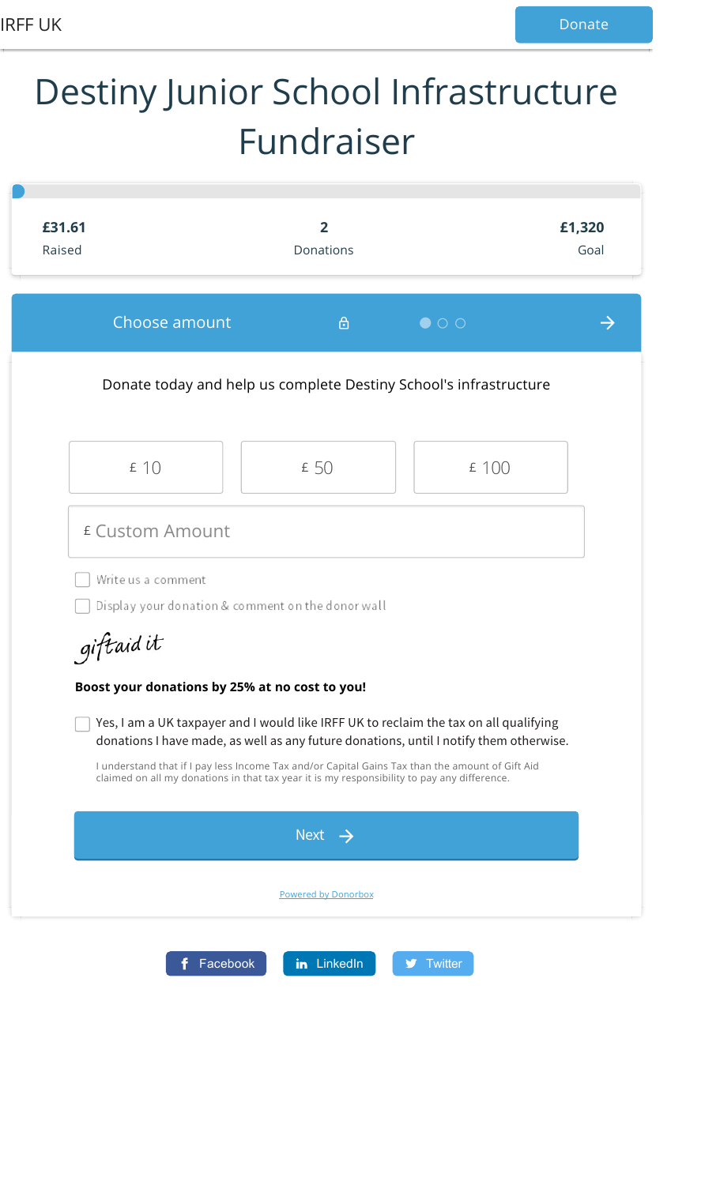IRFF UK

Donate

# Destiny Junior School Infrastructure Fundraiser

| | | |
|---|---|---|
| £31.61 | 2 | £1,320 |
| Raised | Donations | Goal |

Choose amount

Donate today and help us complete Destiny School's infrastructure

£ 10

£ 50

£ 100

£ Custom Amount

Write us a comment

Display your donation & comment on the donor wall

giftaid it

**Boost your donations by 25% at no cost to you!**

Yes, I am a UK taxpayer and I would like IRFF UK to reclaim the tax on all qualifying donations I have made, as well as any future donations, until I notify them otherwise.

I understand that if I pay less Income Tax and/or Capital Gains Tax than the amount of Gift Aid claimed on all my donations in that tax year it is my responsibility to pay any difference.

Next

Powered by Donorbox

Facebook LinkedIn Twitter